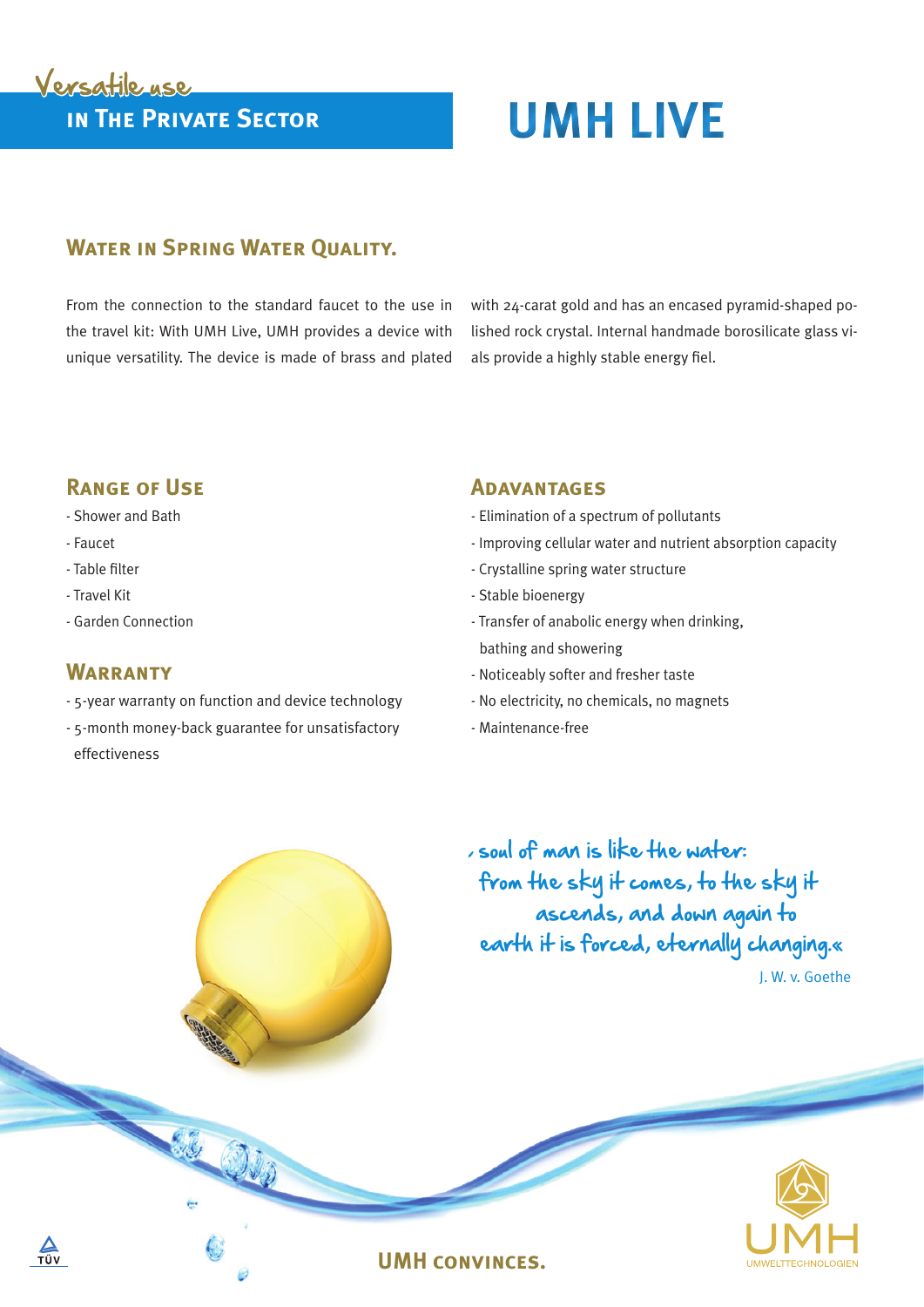Versatile use

# in The Private Sector

# UMH LIVE

## Water in Spring Water Quality.

From the connection to the standard faucet to the use in the travel kit: With UMH Live, UMH provides a device with unique versatility. The device is made of brass and plated with 24-carat gold and has an encased pyramid-shaped polished rock crystal. Internal handmade borosilicate glass vials provide a highly stable energy fiel.

## Range of Use

- Shower and Bath
- Faucet
- Table filter
- Travel Kit
- Garden Connection

## Warranty

- 5-year warranty on function and device technology
- 5-month money-back guarantee for unsatisfactory effectiveness

## Adavantages

- Elimination of a spectrum of pollutants
- Improving cellular water and nutrient absorption capacity
- Crystalline spring water structure
- Stable bioenergy
- Transfer of anabolic energy when drinking, bathing and showering
- Noticeably softer and fresher taste
- No electricity, no chemicals, no magnets
- Maintenance-free

*» soul of man is like the water: from the sky it comes, to the sky it ascends, and down again to earth it is forced, eternally changing.«*

J. W. v. Goethe

TÜV

**UMH convinces.**

UMH UMWELTTECHNOLOGIEN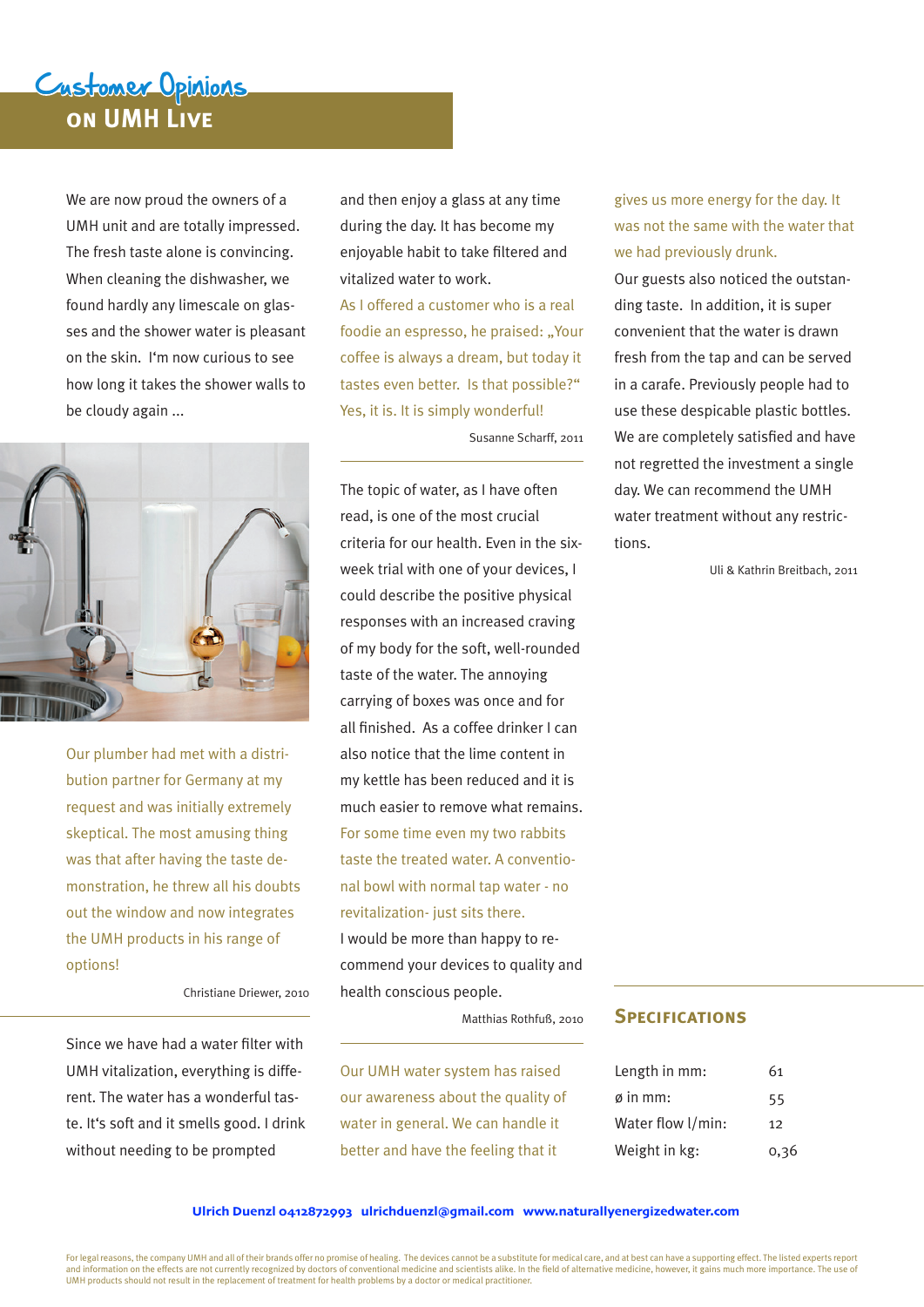# Customer Opinions on UMH Live

We are now proud the owners of a UMH unit and are totally impressed. The fresh taste alone is convincing. When cleaning the dishwasher, we found hardly any limescale on glasses and the shower water is pleasant on the skin. I'm now curious to see how long it takes the shower walls to be cloudy again ...

Our plumber had met with a distribution partner for Germany at my request and was initially extremely skeptical. The most amusing thing was that after having the taste demonstration, he threw all his doubts out the window and now integrates the UMH products in his range of options!

Christiane Driewer, 2010

---

Since we have had a water filter with UMH vitalization, everything is different. The water has a wonderful taste. It's soft and it smells good. I drink without needing to be prompted and then enjoy a glass at any time during the day. It has become my enjoyable habit to take filtered and vitalized water to work.

As I offered a customer who is a real foodie an espresso, he praised: „Your coffee is always a dream, but today it tastes even better. Is that possible?" Yes, it is. It is simply wonderful!

Susanne Scharff, 2011

---

The topic of water, as I have often read, is one of the most crucial criteria for our health. Even in the six-week trial with one of your devices, I could describe the positive physical responses with an increased craving of my body for the soft, well-rounded taste of the water. The annoying carrying of boxes was once and for all finished. As a coffee drinker I can also notice that the lime content in my kettle has been reduced and it is much easier to remove what remains.

For some time even my two rabbits taste the treated water. A conventional bowl with normal tap water - no revitalization- just sits there.

I would be more than happy to recommend your devices to quality and health conscious people.

Matthias Rothfuß, 2010

---

Our UMH water system has raised our awareness about the quality of water in general. We can handle it better and have the feeling that it gives us more energy for the day. It was not the same with the water that we had previously drunk.

Our guests also noticed the outstanding taste. In addition, it is super convenient that the water is drawn fresh from the tap and can be served in a carafe. Previously people had to use these despicable plastic bottles. We are completely satisfied and have not regretted the investment a single day. We can recommend the UMH water treatment without any restrictions.

Uli & Kathrin Breitbach, 2011

## Specifications

| | |
|---|---|
| Length in mm: | 61 |
| ø in mm: | 55 |
| Water flow l/min: | 12 |
| Weight in kg: | 0,36 |

**Ulrich Duenzl 0412872993 ulrichduenzl@gmail.com www.naturallyenergizedwater.com**

For legal reasons, the company UMH and all of their brands offer no promise of healing. The devices cannot be a substitute for medical care, and at best can have a supporting effect. The listed experts report and information on the effects are not currently recognized by doctors of conventional medicine and scientists alike. In the field of alternative medicine, however, it gains much more importance. The use of UMH products should not result in the replacement of treatment for health problems by a doctor or medical practitioner.